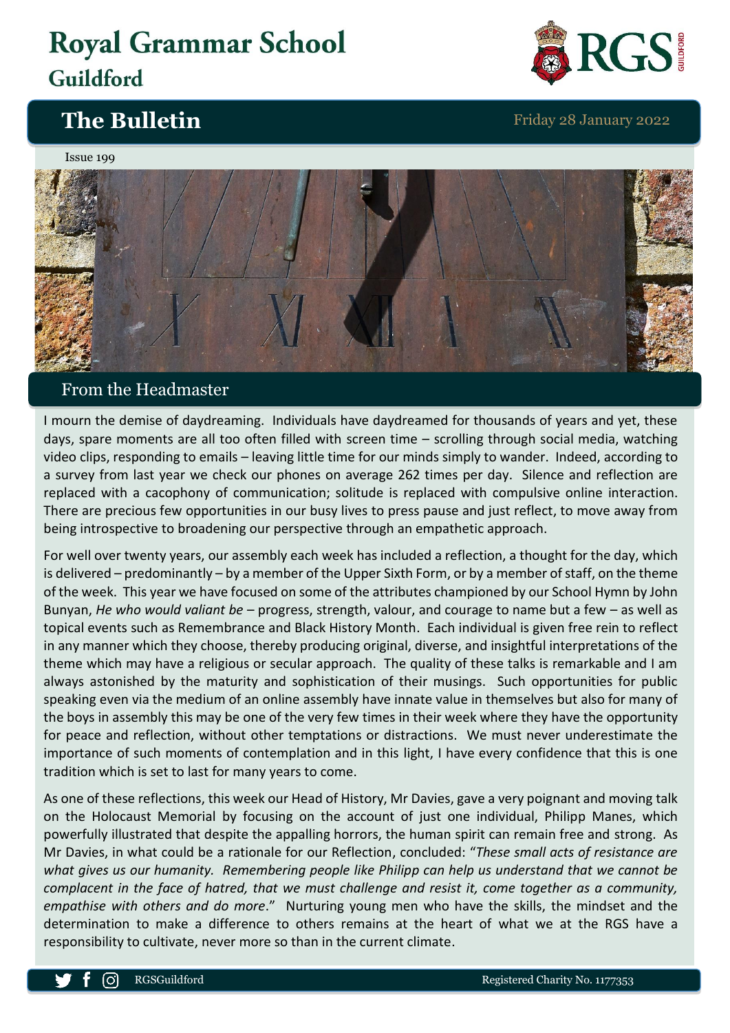# Royal Grammar School

## Guildford

## The Bulletin

Friday 28 January 2022

Issue 199

## From the Headmaster

I mourn the demise of daydreaming. Individuals have daydreamed for thousands of years and yet, these days, spare moments are all too often filled with screen time – scrolling through social media, watching video clips, responding to emails – leaving little time for our minds simply to wander. Indeed, according to a survey from last year we check our phones on average 262 times per day. Silence and reflection are replaced with a cacophony of communication; solitude is replaced with compulsive online interaction. There are precious few opportunities in our busy lives to press pause and just reflect, to move away from being introspective to broadening our perspective through an empathetic approach.

For well over twenty years, our assembly each week has included a reflection, a thought for the day, which is delivered – predominantly – by a member of the Upper Sixth Form, or by a member of staff, on the theme of the week. This year we have focused on some of the attributes championed by our School Hymn by John Bunyan, *He who would valiant be* – progress, strength, valour, and courage to name but a few – as well as topical events such as Remembrance and Black History Month. Each individual is given free rein to reflect in any manner which they choose, thereby producing original, diverse, and insightful interpretations of the theme which may have a religious or secular approach. The quality of these talks is remarkable and I am always astonished by the maturity and sophistication of their musings. Such opportunities for public speaking even via the medium of an online assembly have innate value in themselves but also for many of the boys in assembly this may be one of the very few times in their week where they have the opportunity for peace and reflection, without other temptations or distractions. We must never underestimate the importance of such moments of contemplation and in this light, I have every confidence that this is one tradition which is set to last for many years to come.

As one of these reflections, this week our Head of History, Mr Davies, gave a very poignant and moving talk on the Holocaust Memorial by focusing on the account of just one individual, Philipp Manes, which powerfully illustrated that despite the appalling horrors, the human spirit can remain free and strong. As Mr Davies, in what could be a rationale for our Reflection, concluded: "*These small acts of resistance are what gives us our humanity. Remembering people like Philipp can help us understand that we cannot be complacent in the face of hatred, that we must challenge and resist it, come together as a community, empathise with others and do more*." Nurturing young men who have the skills, the mindset and the determination to make a difference to others remains at the heart of what we at the RGS have a responsibility to cultivate, never more so than in the current climate.

RGSGuildford

Registered Charity No. 1177353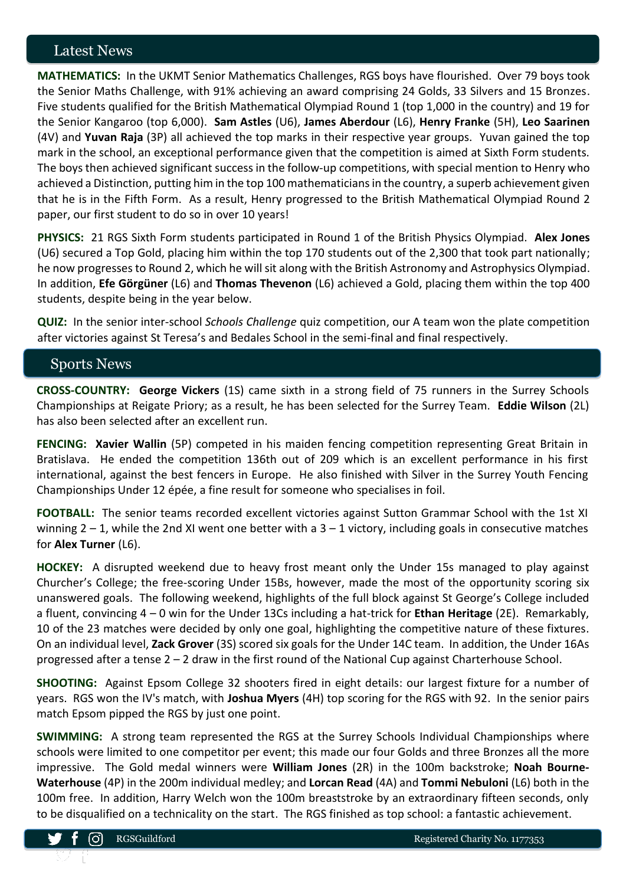## Latest News

**MATHEMATICS:** In the UKMT Senior Mathematics Challenges, RGS boys have flourished. Over 79 boys took the Senior Maths Challenge, with 91% achieving an award comprising 24 Golds, 33 Silvers and 15 Bronzes. Five students qualified for the British Mathematical Olympiad Round 1 (top 1,000 in the country) and 19 for the Senior Kangaroo (top 6,000). **Sam Astles** (U6), **James Aberdour** (L6), **Henry Franke** (5H), **Leo Saarinen** (4V) and **Yuvan Raja** (3P) all achieved the top marks in their respective year groups. Yuvan gained the top mark in the school, an exceptional performance given that the competition is aimed at Sixth Form students. The boys then achieved significant success in the follow-up competitions, with special mention to Henry who achieved a Distinction, putting him in the top 100 mathematicians in the country, a superb achievement given that he is in the Fifth Form. As a result, Henry progressed to the British Mathematical Olympiad Round 2 paper, our first student to do so in over 10 years!

**PHYSICS:** 21 RGS Sixth Form students participated in Round 1 of the British Physics Olympiad. **Alex Jones** (U6) secured a Top Gold, placing him within the top 170 students out of the 2,300 that took part nationally; he now progresses to Round 2, which he will sit along with the British Astronomy and Astrophysics Olympiad. In addition, **Efe Görgüner** (L6) and **Thomas Thevenon** (L6) achieved a Gold, placing them within the top 400 students, despite being in the year below.

**QUIZ:** In the senior inter-school *Schools Challenge* quiz competition, our A team won the plate competition after victories against St Teresa's and Bedales School in the semi-final and final respectively.

## Sports News

**CROSS-COUNTRY:** **George Vickers** (1S) came sixth in a strong field of 75 runners in the Surrey Schools Championships at Reigate Priory; as a result, he has been selected for the Surrey Team. **Eddie Wilson** (2L) has also been selected after an excellent run.

**FENCING:** **Xavier Wallin** (5P) competed in his maiden fencing competition representing Great Britain in Bratislava. He ended the competition 136th out of 209 which is an excellent performance in his first international, against the best fencers in Europe. He also finished with Silver in the Surrey Youth Fencing Championships Under 12 épée, a fine result for someone who specialises in foil.

**FOOTBALL:** The senior teams recorded excellent victories against Sutton Grammar School with the 1st XI winning 2 – 1, while the 2nd XI went one better with a 3 – 1 victory, including goals in consecutive matches for **Alex Turner** (L6).

**HOCKEY:** A disrupted weekend due to heavy frost meant only the Under 15s managed to play against Churcher's College; the free-scoring Under 15Bs, however, made the most of the opportunity scoring six unanswered goals. The following weekend, highlights of the full block against St George's College included a fluent, convincing 4 – 0 win for the Under 13Cs including a hat-trick for **Ethan Heritage** (2E). Remarkably, 10 of the 23 matches were decided by only one goal, highlighting the competitive nature of these fixtures. On an individual level, **Zack Grover** (3S) scored six goals for the Under 14C team. In addition, the Under 16As progressed after a tense 2 – 2 draw in the first round of the National Cup against Charterhouse School.

**SHOOTING:** Against Epsom College 32 shooters fired in eight details: our largest fixture for a number of years. RGS won the IV's match, with **Joshua Myers** (4H) top scoring for the RGS with 92. In the senior pairs match Epsom pipped the RGS by just one point.

**SWIMMING:** A strong team represented the RGS at the Surrey Schools Individual Championships where schools were limited to one competitor per event; this made our four Golds and three Bronzes all the more impressive. The Gold medal winners were **William Jones** (2R) in the 100m backstroke; **Noah Bourne-Waterhouse** (4P) in the 200m individual medley; and **Lorcan Read** (4A) and **Tommi Nebuloni** (L6) both in the 100m free. In addition, Harry Welch won the 100m breaststroke by an extraordinary fifteen seconds, only to be disqualified on a technicality on the start. The RGS finished as top school: a fantastic achievement.

RGSGuildford

Registered Charity No. 1177353